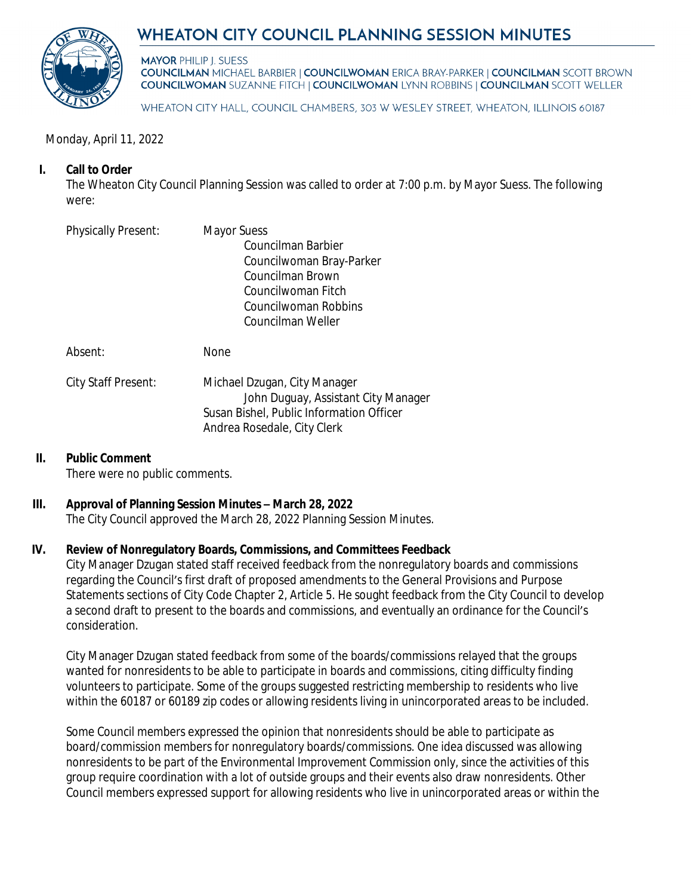# WHEATON CITY COUNCIL PLANNING SESSION MINUTES

**MAYOR** PHILIP J. SUESS
**COUNCILMAN** MICHAEL BARBIER | **COUNCILWOMAN** ERICA BRAY-PARKER | **COUNCILMAN** SCOTT BROWN
**COUNCILWOMAN** SUZANNE FITCH | **COUNCILWOMAN** LYNN ROBBINS | **COUNCILMAN** SCOTT WELLER

WHEATON CITY HALL, COUNCIL CHAMBERS, 303 W WESLEY STREET, WHEATON, ILLINOIS 60187

Monday, April 11, 2022

**I. Call to Order**

The Wheaton City Council Planning Session was called to order at 7:00 p.m. by Mayor Suess. The following were:

Physically Present: Mayor Suess
Councilman Barbier
Councilwoman Bray-Parker
Councilman Brown
Councilwoman Fitch
Councilwoman Robbins
Councilman Weller

Absent: None

City Staff Present: Michael Dzugan, City Manager
John Duguay, Assistant City Manager
Susan Bishel, Public Information Officer
Andrea Rosedale, City Clerk

**II. Public Comment**

There were no public comments.

**III. Approval of Planning Session Minutes – March 28, 2022**

The City Council approved the March 28, 2022 Planning Session Minutes.

**IV. Review of Nonregulatory Boards, Commissions, and Committees Feedback**

City Manager Dzugan stated staff received feedback from the nonregulatory boards and commissions regarding the Council's first draft of proposed amendments to the General Provisions and Purpose Statements sections of City Code Chapter 2, Article 5. He sought feedback from the City Council to develop a second draft to present to the boards and commissions, and eventually an ordinance for the Council's consideration.

City Manager Dzugan stated feedback from some of the boards/commissions relayed that the groups wanted for nonresidents to be able to participate in boards and commissions, citing difficulty finding volunteers to participate. Some of the groups suggested restricting membership to residents who live within the 60187 or 60189 zip codes or allowing residents living in unincorporated areas to be included.

Some Council members expressed the opinion that nonresidents should be able to participate as board/commission members for nonregulatory boards/commissions. One idea discussed was allowing nonresidents to be part of the Environmental Improvement Commission only, since the activities of this group require coordination with a lot of outside groups and their events also draw nonresidents. Other Council members expressed support for allowing residents who live in unincorporated areas or within the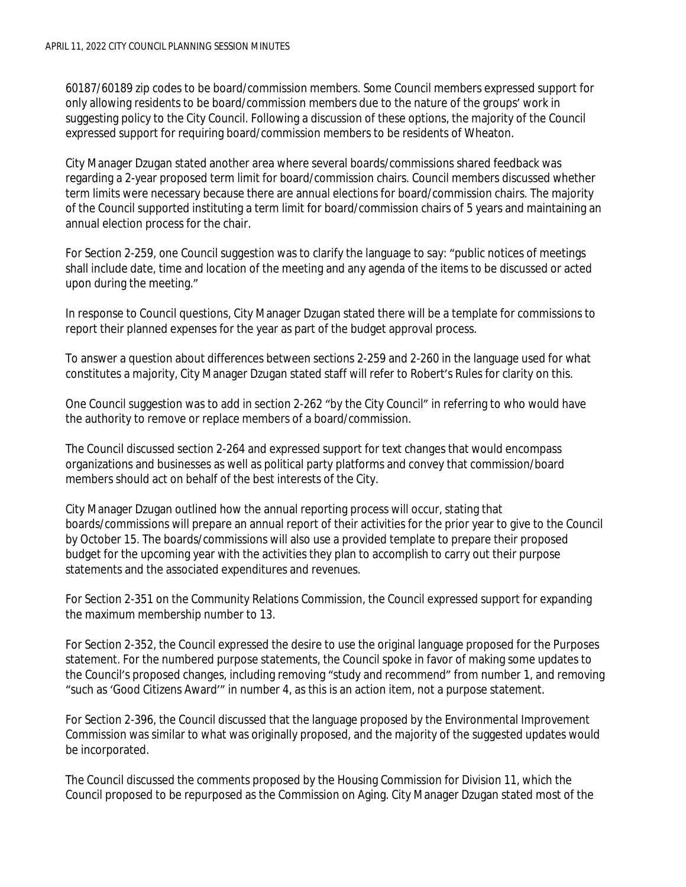60187/60189 zip codes to be board/commission members. Some Council members expressed support for only allowing residents to be board/commission members due to the nature of the groups' work in suggesting policy to the City Council. Following a discussion of these options, the majority of the Council expressed support for requiring board/commission members to be residents of Wheaton.

City Manager Dzugan stated another area where several boards/commissions shared feedback was regarding a 2-year proposed term limit for board/commission chairs. Council members discussed whether term limits were necessary because there are annual elections for board/commission chairs. The majority of the Council supported instituting a term limit for board/commission chairs of 5 years and maintaining an annual election process for the chair.

For Section 2-259, one Council suggestion was to clarify the language to say: "public notices of meetings shall include date, time and location of the meeting and any agenda of the items to be discussed or acted upon during the meeting."

In response to Council questions, City Manager Dzugan stated there will be a template for commissions to report their planned expenses for the year as part of the budget approval process.

To answer a question about differences between sections 2-259 and 2-260 in the language used for what constitutes a majority, City Manager Dzugan stated staff will refer to Robert's Rules for clarity on this.

One Council suggestion was to add in section 2-262 "by the City Council" in referring to who would have the authority to remove or replace members of a board/commission.

The Council discussed section 2-264 and expressed support for text changes that would encompass organizations and businesses as well as political party platforms and convey that commission/board members should act on behalf of the best interests of the City.

City Manager Dzugan outlined how the annual reporting process will occur, stating that boards/commissions will prepare an annual report of their activities for the prior year to give to the Council by October 15. The boards/commissions will also use a provided template to prepare their proposed budget for the upcoming year with the activities they plan to accomplish to carry out their purpose statements and the associated expenditures and revenues.

For Section 2-351 on the Community Relations Commission, the Council expressed support for expanding the maximum membership number to 13.

For Section 2-352, the Council expressed the desire to use the original language proposed for the Purposes statement. For the numbered purpose statements, the Council spoke in favor of making some updates to the Council's proposed changes, including removing "study and recommend" from number 1, and removing "such as 'Good Citizens Award'" in number 4, as this is an action item, not a purpose statement.

For Section 2-396, the Council discussed that the language proposed by the Environmental Improvement Commission was similar to what was originally proposed, and the majority of the suggested updates would be incorporated.

The Council discussed the comments proposed by the Housing Commission for Division 11, which the Council proposed to be repurposed as the Commission on Aging. City Manager Dzugan stated most of the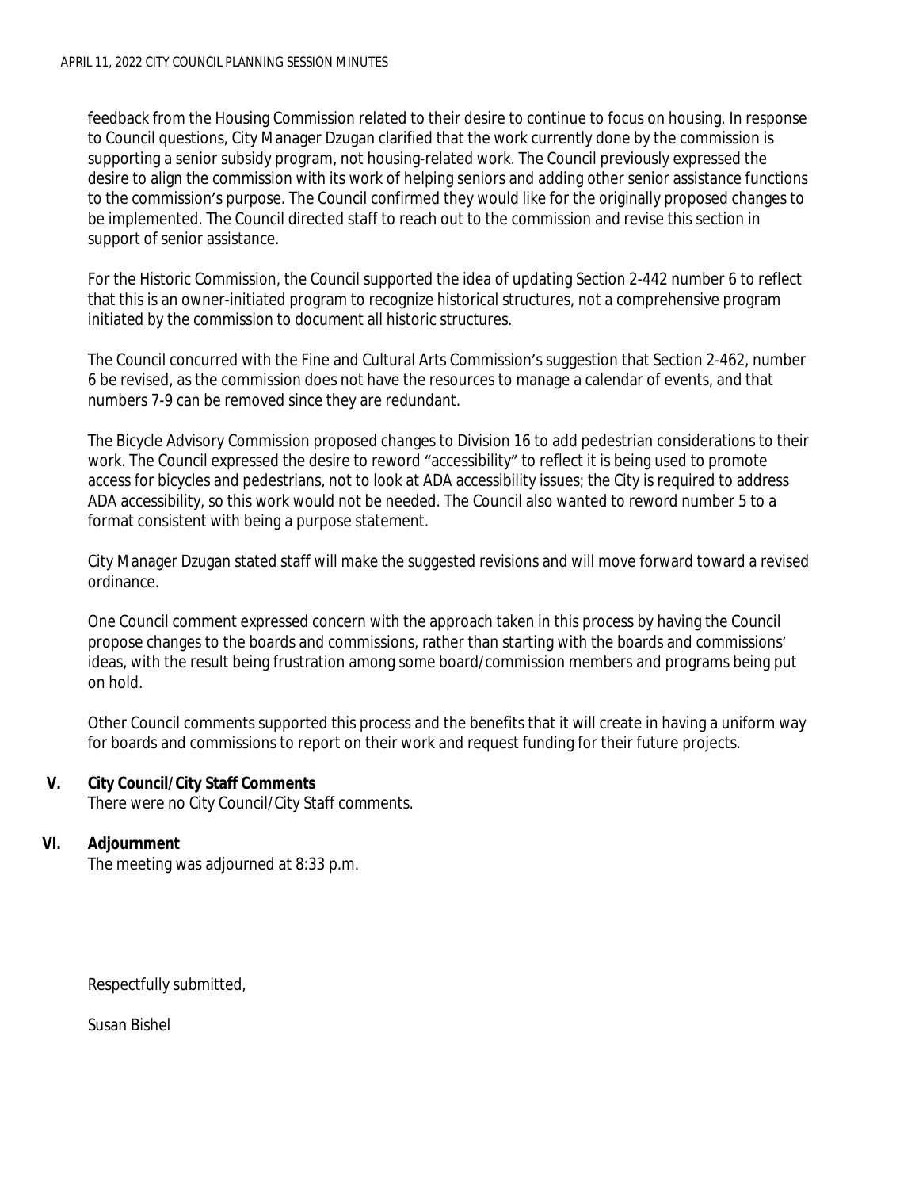feedback from the Housing Commission related to their desire to continue to focus on housing. In response to Council questions, City Manager Dzugan clarified that the work currently done by the commission is supporting a senior subsidy program, not housing-related work. The Council previously expressed the desire to align the commission with its work of helping seniors and adding other senior assistance functions to the commission's purpose. The Council confirmed they would like for the originally proposed changes to be implemented. The Council directed staff to reach out to the commission and revise this section in support of senior assistance.

For the Historic Commission, the Council supported the idea of updating Section 2-442 number 6 to reflect that this is an owner-initiated program to recognize historical structures, not a comprehensive program initiated by the commission to document all historic structures.

The Council concurred with the Fine and Cultural Arts Commission's suggestion that Section 2-462, number 6 be revised, as the commission does not have the resources to manage a calendar of events, and that numbers 7-9 can be removed since they are redundant.

The Bicycle Advisory Commission proposed changes to Division 16 to add pedestrian considerations to their work. The Council expressed the desire to reword "accessibility" to reflect it is being used to promote access for bicycles and pedestrians, not to look at ADA accessibility issues; the City is required to address ADA accessibility, so this work would not be needed. The Council also wanted to reword number 5 to a format consistent with being a purpose statement.

City Manager Dzugan stated staff will make the suggested revisions and will move forward toward a revised ordinance.

One Council comment expressed concern with the approach taken in this process by having the Council propose changes to the boards and commissions, rather than starting with the boards and commissions' ideas, with the result being frustration among some board/commission members and programs being put on hold.

Other Council comments supported this process and the benefits that it will create in having a uniform way for boards and commissions to report on their work and request funding for their future projects.

## V. City Council/City Staff Comments

There were no City Council/City Staff comments.

## VI. Adjournment

The meeting was adjourned at 8:33 p.m.

Respectfully submitted,

Susan Bishel